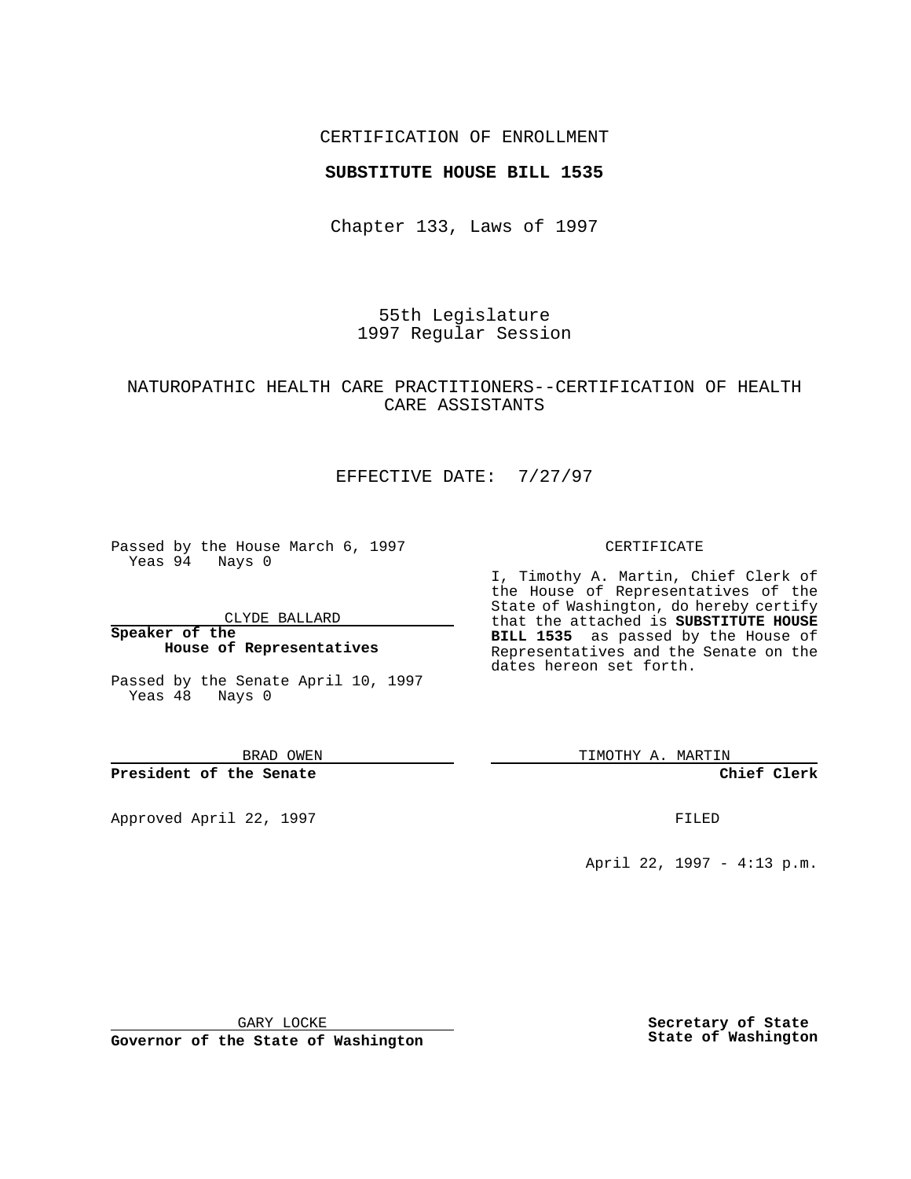CERTIFICATION OF ENROLLMENT

**SUBSTITUTE HOUSE BILL 1535**

Chapter 133, Laws of 1997

55th Legislature
1997 Regular Session

NATUROPATHIC HEALTH CARE PRACTITIONERS--CERTIFICATION OF HEALTH CARE ASSISTANTS

EFFECTIVE DATE: 7/27/97

Passed by the House March 6, 1997
Yeas 94 Nays 0

CLYDE BALLARD

**Speaker of the House of Representatives**

Passed by the Senate April 10, 1997
Yeas 48 Nays 0

BRAD OWEN

**President of the Senate**

Approved April 22, 1997

GARY LOCKE

**Governor of the State of Washington**

CERTIFICATE

I, Timothy A. Martin, Chief Clerk of the House of Representatives of the State of Washington, do hereby certify that the attached is **SUBSTITUTE HOUSE BILL 1535** as passed by the House of Representatives and the Senate on the dates hereon set forth.

TIMOTHY A. MARTIN

**Chief Clerk**

FILED

April 22, 1997 - 4:13 p.m.

**Secretary of State State of Washington**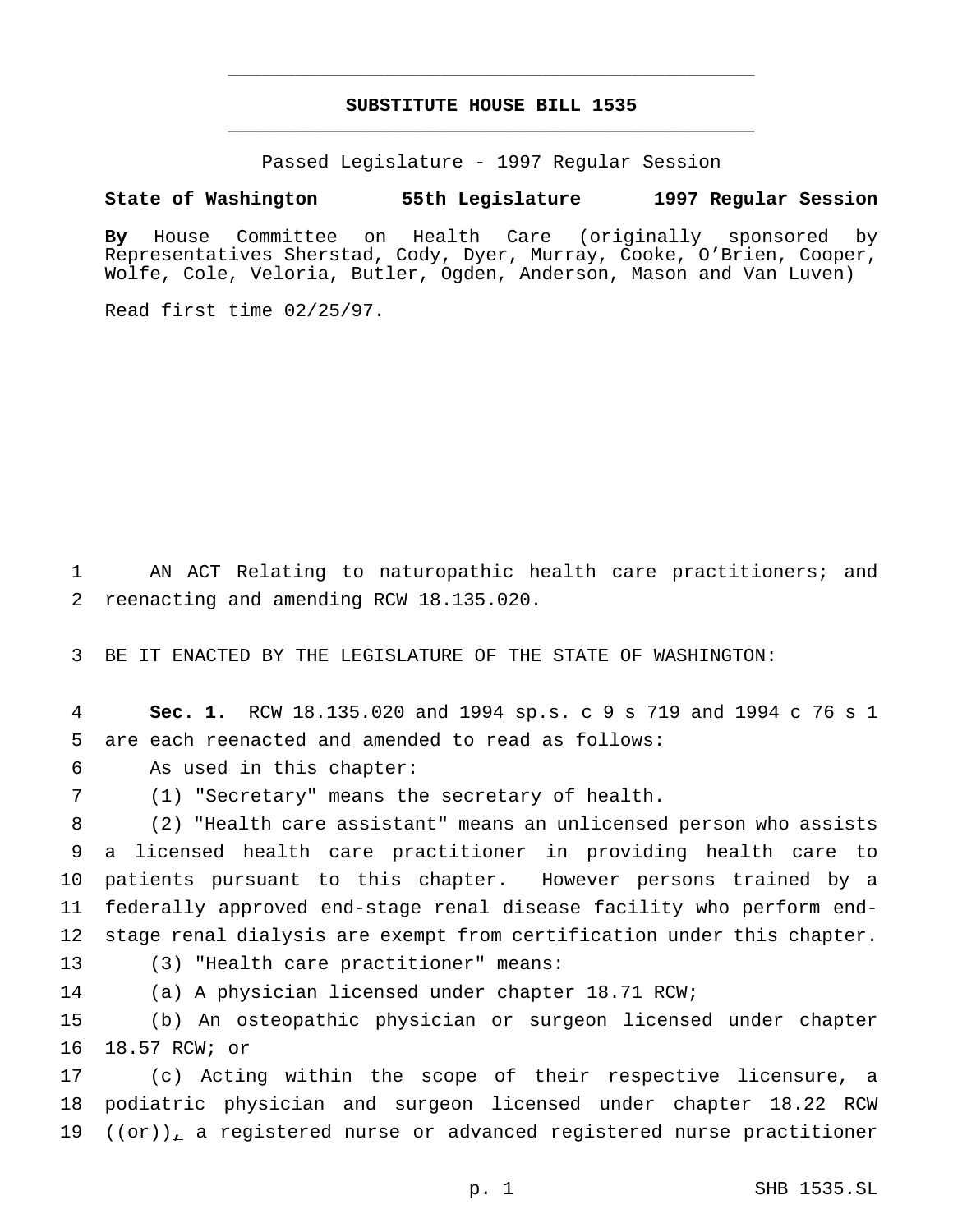# SUBSTITUTE HOUSE BILL 1535

Passed Legislature - 1997 Regular Session

**State of Washington 55th Legislature 1997 Regular Session**

**By** House Committee on Health Care (originally sponsored by Representatives Sherstad, Cody, Dyer, Murray, Cooke, O'Brien, Cooper, Wolfe, Cole, Veloria, Butler, Ogden, Anderson, Mason and Van Luven)

Read first time 02/25/97.

1 AN ACT Relating to naturopathic health care practitioners; and
2 reenacting and amending RCW 18.135.020.

3 BE IT ENACTED BY THE LEGISLATURE OF THE STATE OF WASHINGTON:

4 **Sec. 1.** RCW 18.135.020 and 1994 sp.s. c 9 s 719 and 1994 c 76 s 1
5 are each reenacted and amended to read as follows:

6 As used in this chapter:

7 (1) "Secretary" means the secretary of health.

8 (2) "Health care assistant" means an unlicensed person who assists
9 a licensed health care practitioner in providing health care to
10 patients pursuant to this chapter. However persons trained by a
11 federally approved end-stage renal disease facility who perform end-
12 stage renal dialysis are exempt from certification under this chapter.

13 (3) "Health care practitioner" means:

14 (a) A physician licensed under chapter 18.71 RCW;

15 (b) An osteopathic physician or surgeon licensed under chapter
16 18.57 RCW; or

17 (c) Acting within the scope of their respective licensure, a
18 podiatric physician and surgeon licensed under chapter 18.22 RCW
19 ((~~or~~))<u>,</u> a registered nurse or advanced registered nurse practitioner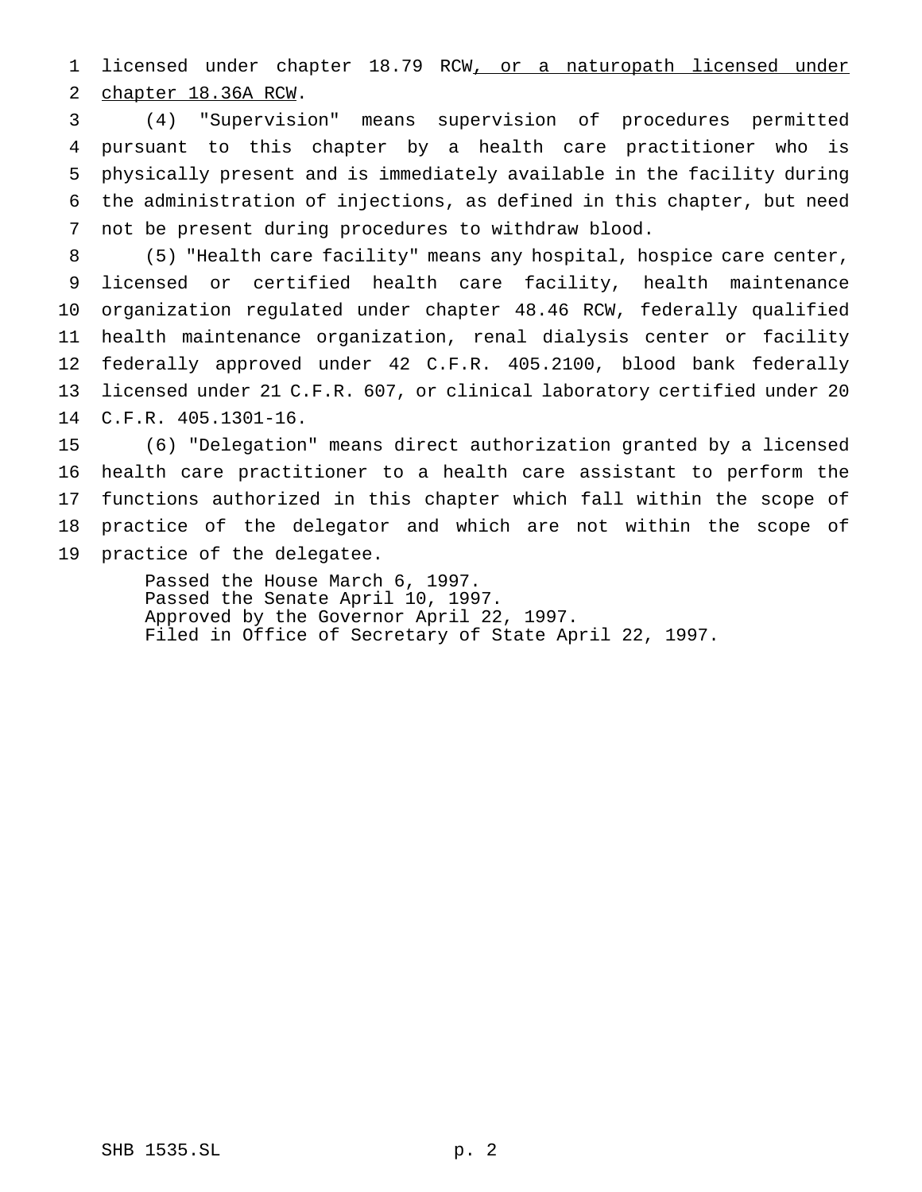licensed under chapter 18.79 RCW, or a naturopath licensed under chapter 18.36A RCW.

(4) "Supervision" means supervision of procedures permitted pursuant to this chapter by a health care practitioner who is physically present and is immediately available in the facility during the administration of injections, as defined in this chapter, but need not be present during procedures to withdraw blood.

(5) "Health care facility" means any hospital, hospice care center, licensed or certified health care facility, health maintenance organization regulated under chapter 48.46 RCW, federally qualified health maintenance organization, renal dialysis center or facility federally approved under 42 C.F.R. 405.2100, blood bank federally licensed under 21 C.F.R. 607, or clinical laboratory certified under 20 C.F.R. 405.1301-16.

(6) "Delegation" means direct authorization granted by a licensed health care practitioner to a health care assistant to perform the functions authorized in this chapter which fall within the scope of practice of the delegator and which are not within the scope of practice of the delegatee.

Passed the House March 6, 1997.
Passed the Senate April 10, 1997.
Approved by the Governor April 22, 1997.
Filed in Office of Secretary of State April 22, 1997.